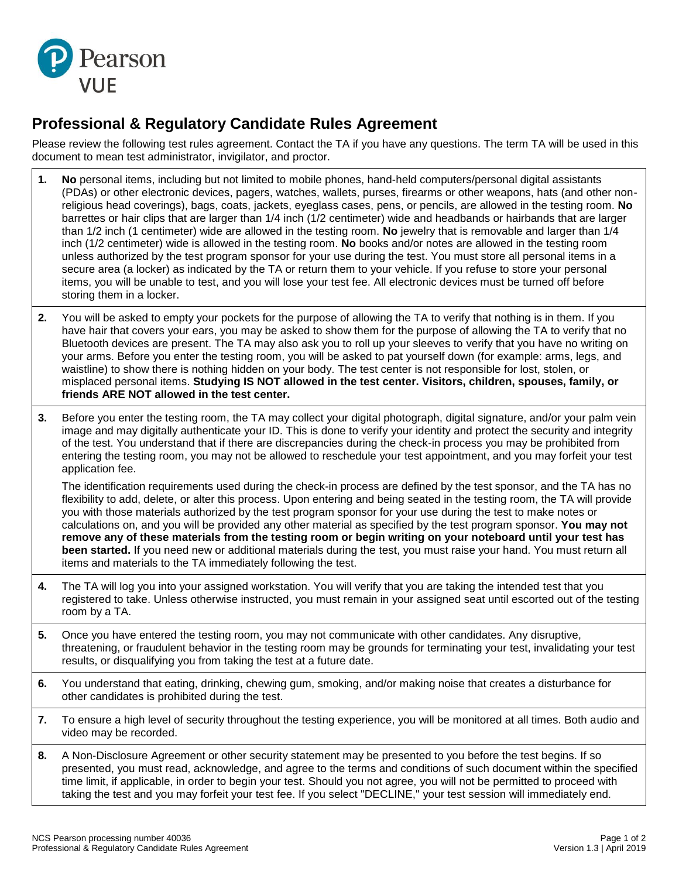Pearson VUE

# Professional & Regulatory Candidate Rules Agreement

Please review the following test rules agreement. Contact the TA if you have any questions. The term TA will be used in this document to mean test administrator, invigilator, and proctor.

1. **No** personal items, including but not limited to mobile phones, hand-held computers/personal digital assistants (PDAs) or other electronic devices, pagers, watches, wallets, purses, firearms or other weapons, hats (and other non-religious head coverings), bags, coats, jackets, eyeglass cases, pens, or pencils, are allowed in the testing room. **No** barrettes or hair clips that are larger than 1/4 inch (1/2 centimeter) wide and headbands or hairbands that are larger than 1/2 inch (1 centimeter) wide are allowed in the testing room. **No** jewelry that is removable and larger than 1/4 inch (1/2 centimeter) wide is allowed in the testing room. **No** books and/or notes are allowed in the testing room unless authorized by the test program sponsor for your use during the test. You must store all personal items in a secure area (a locker) as indicated by the TA or return them to your vehicle. If you refuse to store your personal items, you will be unable to test, and you will lose your test fee. All electronic devices must be turned off before storing them in a locker.

2. You will be asked to empty your pockets for the purpose of allowing the TA to verify that nothing is in them. If you have hair that covers your ears, you may be asked to show them for the purpose of allowing the TA to verify that no Bluetooth devices are present. The TA may also ask you to roll up your sleeves to verify that you have no writing on your arms. Before you enter the testing room, you will be asked to pat yourself down (for example: arms, legs, and waistline) to show there is nothing hidden on your body. The test center is not responsible for lost, stolen, or misplaced personal items. **Studying IS NOT allowed in the test center. Visitors, children, spouses, family, or friends ARE NOT allowed in the test center.**

3. Before you enter the testing room, the TA may collect your digital photograph, digital signature, and/or your palm vein image and may digitally authenticate your ID. This is done to verify your identity and protect the security and integrity of the test. You understand that if there are discrepancies during the check-in process you may be prohibited from entering the testing room, you may not be allowed to reschedule your test appointment, and you may forfeit your test application fee.

   The identification requirements used during the check-in process are defined by the test sponsor, and the TA has no flexibility to add, delete, or alter this process. Upon entering and being seated in the testing room, the TA will provide you with those materials authorized by the test program sponsor for your use during the test to make notes or calculations on, and you will be provided any other material as specified by the test program sponsor. **You may not remove any of these materials from the testing room or begin writing on your noteboard until your test has been started.** If you need new or additional materials during the test, you must raise your hand. You must return all items and materials to the TA immediately following the test.

4. The TA will log you into your assigned workstation. You will verify that you are taking the intended test that you registered to take. Unless otherwise instructed, you must remain in your assigned seat until escorted out of the testing room by a TA.

5. Once you have entered the testing room, you may not communicate with other candidates. Any disruptive, threatening, or fraudulent behavior in the testing room may be grounds for terminating your test, invalidating your test results, or disqualifying you from taking the test at a future date.

6. You understand that eating, drinking, chewing gum, smoking, and/or making noise that creates a disturbance for other candidates is prohibited during the test.

7. To ensure a high level of security throughout the testing experience, you will be monitored at all times. Both audio and video may be recorded.

8. A Non-Disclosure Agreement or other security statement may be presented to you before the test begins. If so presented, you must read, acknowledge, and agree to the terms and conditions of such document within the specified time limit, if applicable, in order to begin your test. Should you not agree, you will not be permitted to proceed with taking the test and you may forfeit your test fee. If you select "DECLINE," your test session will immediately end.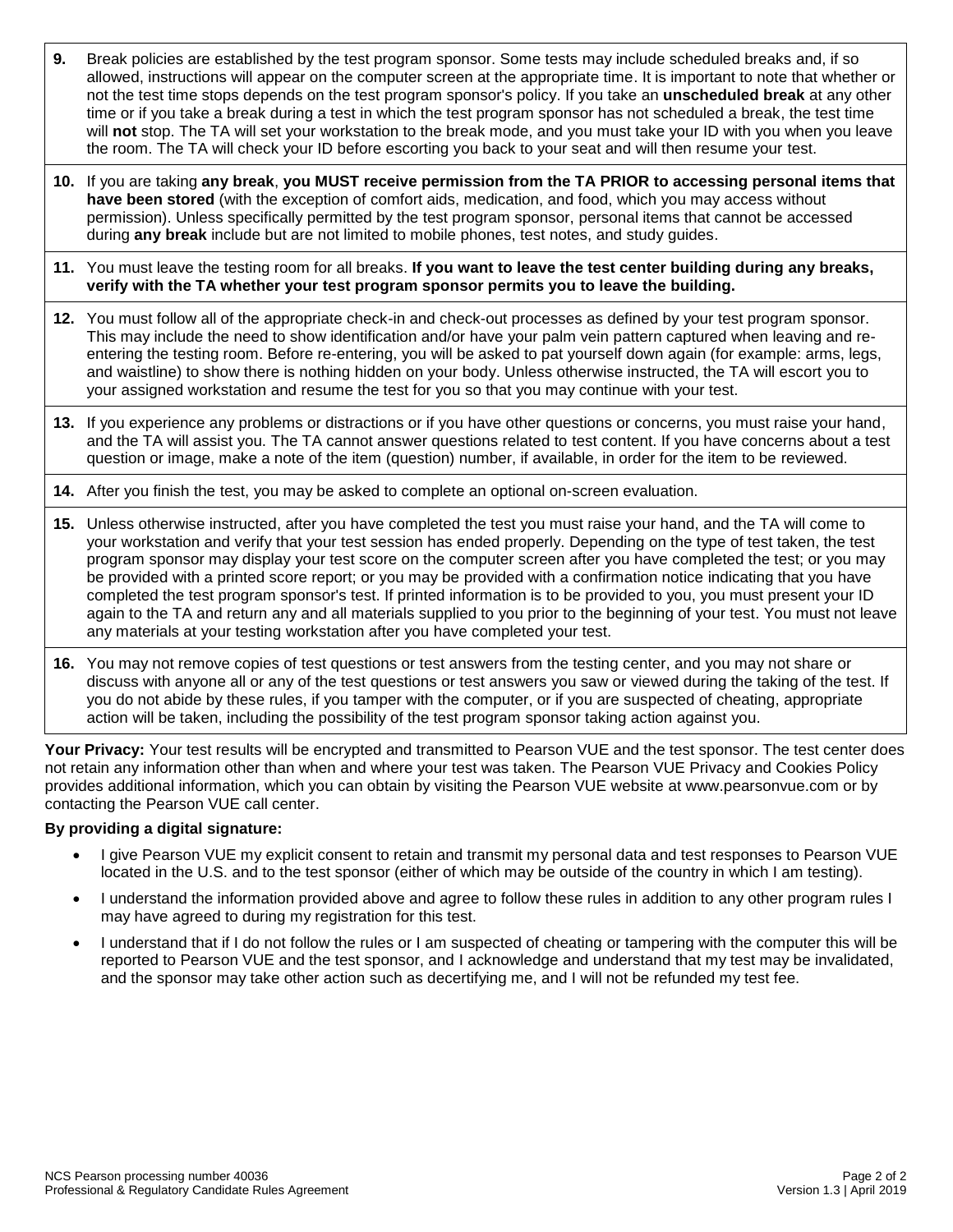9. Break policies are established by the test program sponsor. Some tests may include scheduled breaks and, if so allowed, instructions will appear on the computer screen at the appropriate time. It is important to note that whether or not the test time stops depends on the test program sponsor's policy. If you take an **unscheduled break** at any other time or if you take a break during a test in which the test program sponsor has not scheduled a break, the test time will **not** stop. The TA will set your workstation to the break mode, and you must take your ID with you when you leave the room. The TA will check your ID before escorting you back to your seat and will then resume your test.

10. If you are taking **any break**, **you MUST receive permission from the TA PRIOR to accessing personal items that have been stored** (with the exception of comfort aids, medication, and food, which you may access without permission). Unless specifically permitted by the test program sponsor, personal items that cannot be accessed during **any break** include but are not limited to mobile phones, test notes, and study guides.

11. You must leave the testing room for all breaks. **If you want to leave the test center building during any breaks, verify with the TA whether your test program sponsor permits you to leave the building.**

12. You must follow all of the appropriate check-in and check-out processes as defined by your test program sponsor. This may include the need to show identification and/or have your palm vein pattern captured when leaving and re-entering the testing room. Before re-entering, you will be asked to pat yourself down again (for example: arms, legs, and waistline) to show there is nothing hidden on your body. Unless otherwise instructed, the TA will escort you to your assigned workstation and resume the test for you so that you may continue with your test.

13. If you experience any problems or distractions or if you have other questions or concerns, you must raise your hand, and the TA will assist you. The TA cannot answer questions related to test content. If you have concerns about a test question or image, make a note of the item (question) number, if available, in order for the item to be reviewed.

14. After you finish the test, you may be asked to complete an optional on-screen evaluation.

15. Unless otherwise instructed, after you have completed the test you must raise your hand, and the TA will come to your workstation and verify that your test session has ended properly. Depending on the type of test taken, the test program sponsor may display your test score on the computer screen after you have completed the test; or you may be provided with a printed score report; or you may be provided with a confirmation notice indicating that you have completed the test program sponsor's test. If printed information is to be provided to you, you must present your ID again to the TA and return any and all materials supplied to you prior to the beginning of your test. You must not leave any materials at your testing workstation after you have completed your test.

16. You may not remove copies of test questions or test answers from the testing center, and you may not share or discuss with anyone all or any of the test questions or test answers you saw or viewed during the taking of the test. If you do not abide by these rules, if you tamper with the computer, or if you are suspected of cheating, appropriate action will be taken, including the possibility of the test program sponsor taking action against you.

**Your Privacy:** Your test results will be encrypted and transmitted to Pearson VUE and the test sponsor. The test center does not retain any information other than when and where your test was taken. The Pearson VUE Privacy and Cookies Policy provides additional information, which you can obtain by visiting the Pearson VUE website at www.pearsonvue.com or by contacting the Pearson VUE call center.

**By providing a digital signature:**

- I give Pearson VUE my explicit consent to retain and transmit my personal data and test responses to Pearson VUE located in the U.S. and to the test sponsor (either of which may be outside of the country in which I am testing).
- I understand the information provided above and agree to follow these rules in addition to any other program rules I may have agreed to during my registration for this test.
- I understand that if I do not follow the rules or I am suspected of cheating or tampering with the computer this will be reported to Pearson VUE and the test sponsor, and I acknowledge and understand that my test may be invalidated, and the sponsor may take other action such as decertifying me, and I will not be refunded my test fee.

NCS Pearson processing number 40036
Professional & Regulatory Candidate Rules Agreement

Version 1.3 | April 2019